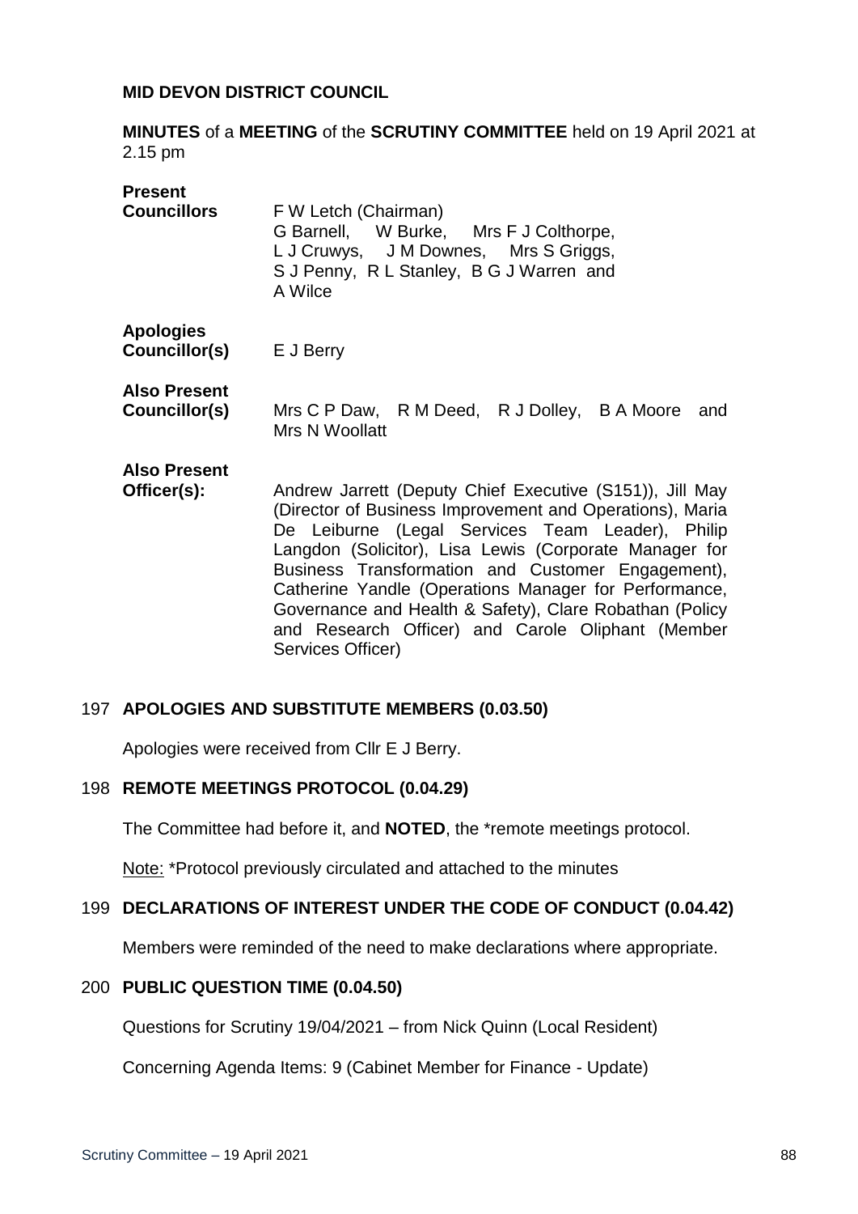**MID DEVON DISTRICT COUNCIL**

**MINUTES** of a **MEETING** of the **SCRUTINY COMMITTEE** held on 19 April 2021 at 2.15 pm

| | |
|---|---|
| **Present Councillors** | F W Letch (Chairman) G Barnell, W Burke, Mrs F J Colthorpe, L J Cruwys, J M Downes, Mrs S Griggs, S J Penny, R L Stanley, B G J Warren and A Wilce |
| **Apologies Councillor(s)** | E J Berry |
| **Also Present Councillor(s)** | Mrs C P Daw, R M Deed, R J Dolley, B A Moore and Mrs N Woollatt |
| **Also Present Officer(s):** | Andrew Jarrett (Deputy Chief Executive (S151)), Jill May (Director of Business Improvement and Operations), Maria De Leiburne (Legal Services Team Leader), Philip Langdon (Solicitor), Lisa Lewis (Corporate Manager for Business Transformation and Customer Engagement), Catherine Yandle (Operations Manager for Performance, Governance and Health & Safety), Clare Robathan (Policy and Research Officer) and Carole Oliphant (Member Services Officer) |

197 **APOLOGIES AND SUBSTITUTE MEMBERS (0.03.50)**

Apologies were received from Cllr E J Berry.

198 **REMOTE MEETINGS PROTOCOL (0.04.29)**

The Committee had before it, and **NOTED**, the *remote meetings protocol.

Note: *Protocol previously circulated and attached to the minutes

199 **DECLARATIONS OF INTEREST UNDER THE CODE OF CONDUCT (0.04.42)**

Members were reminded of the need to make declarations where appropriate.

200 **PUBLIC QUESTION TIME (0.04.50)**

Questions for Scrutiny 19/04/2021 – from Nick Quinn (Local Resident)

Concerning Agenda Items: 9 (Cabinet Member for Finance - Update)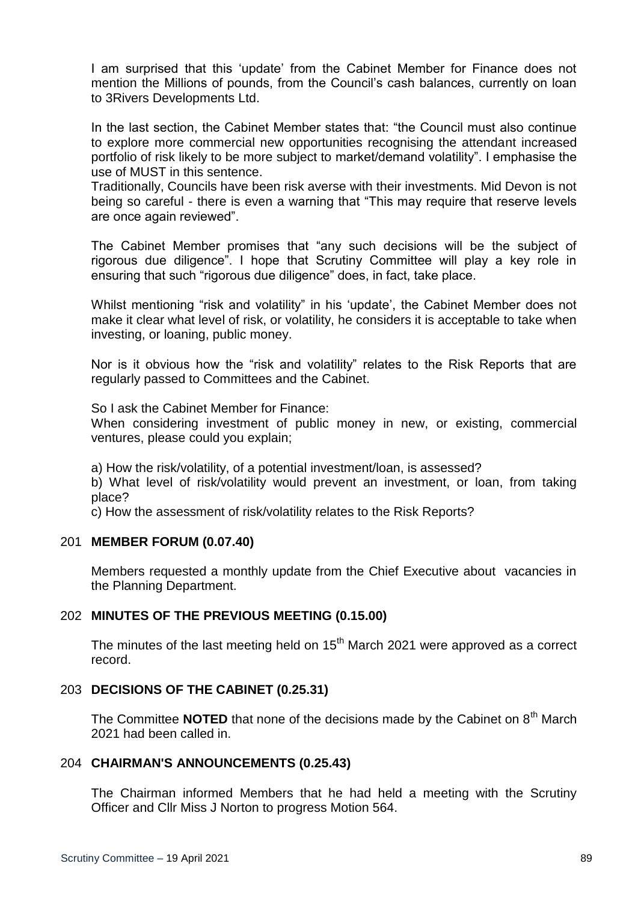I am surprised that this 'update' from the Cabinet Member for Finance does not mention the Millions of pounds, from the Council's cash balances, currently on loan to 3Rivers Developments Ltd.

In the last section, the Cabinet Member states that: "the Council must also continue to explore more commercial new opportunities recognising the attendant increased portfolio of risk likely to be more subject to market/demand volatility". I emphasise the use of MUST in this sentence.
Traditionally, Councils have been risk averse with their investments. Mid Devon is not being so careful - there is even a warning that "This may require that reserve levels are once again reviewed".

The Cabinet Member promises that "any such decisions will be the subject of rigorous due diligence". I hope that Scrutiny Committee will play a key role in ensuring that such "rigorous due diligence" does, in fact, take place.

Whilst mentioning "risk and volatility" in his 'update', the Cabinet Member does not make it clear what level of risk, or volatility, he considers it is acceptable to take when investing, or loaning, public money.

Nor is it obvious how the "risk and volatility" relates to the Risk Reports that are regularly passed to Committees and the Cabinet.

So I ask the Cabinet Member for Finance:
When considering investment of public money in new, or existing, commercial ventures, please could you explain;

a) How the risk/volatility, of a potential investment/loan, is assessed?
b) What level of risk/volatility would prevent an investment, or loan, from taking place?
c) How the assessment of risk/volatility relates to the Risk Reports?

## 201 **MEMBER FORUM (0.07.40)**

Members requested a monthly update from the Chief Executive about vacancies in the Planning Department.

## 202 **MINUTES OF THE PREVIOUS MEETING (0.15.00)**

The minutes of the last meeting held on 15th March 2021 were approved as a correct record.

## 203 **DECISIONS OF THE CABINET (0.25.31)**

The Committee **NOTED** that none of the decisions made by the Cabinet on 8th March 2021 had been called in.

## 204 **CHAIRMAN'S ANNOUNCEMENTS (0.25.43)**

The Chairman informed Members that he had held a meeting with the Scrutiny Officer and Cllr Miss J Norton to progress Motion 564.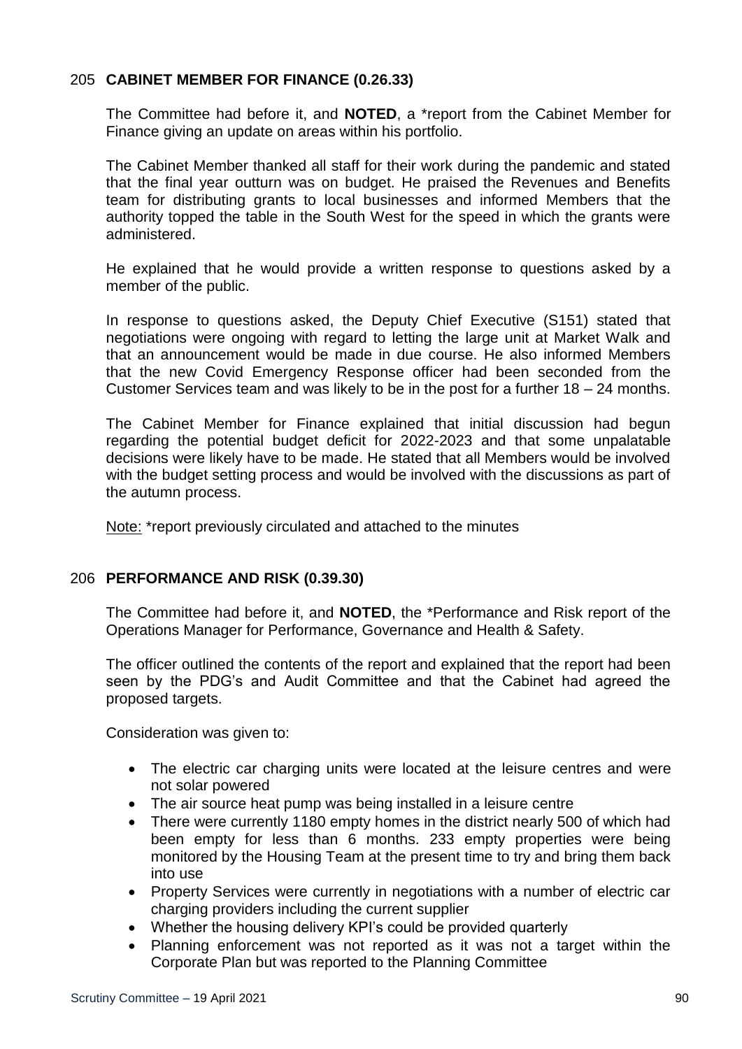## 205 CABINET MEMBER FOR FINANCE (0.26.33)

The Committee had before it, and **NOTED**, a *report from the Cabinet Member for Finance giving an update on areas within his portfolio.

The Cabinet Member thanked all staff for their work during the pandemic and stated that the final year outturn was on budget. He praised the Revenues and Benefits team for distributing grants to local businesses and informed Members that the authority topped the table in the South West for the speed in which the grants were administered.

He explained that he would provide a written response to questions asked by a member of the public.

In response to questions asked, the Deputy Chief Executive (S151) stated that negotiations were ongoing with regard to letting the large unit at Market Walk and that an announcement would be made in due course. He also informed Members that the new Covid Emergency Response officer had been seconded from the Customer Services team and was likely to be in the post for a further 18 – 24 months.

The Cabinet Member for Finance explained that initial discussion had begun regarding the potential budget deficit for 2022-2023 and that some unpalatable decisions were likely have to be made. He stated that all Members would be involved with the budget setting process and would be involved with the discussions as part of the autumn process.

Note: *report previously circulated and attached to the minutes

## 206 PERFORMANCE AND RISK (0.39.30)

The Committee had before it, and **NOTED**, the *Performance and Risk report of the Operations Manager for Performance, Governance and Health & Safety.

The officer outlined the contents of the report and explained that the report had been seen by the PDG's and Audit Committee and that the Cabinet had agreed the proposed targets.

Consideration was given to:

- The electric car charging units were located at the leisure centres and were not solar powered
- The air source heat pump was being installed in a leisure centre
- There were currently 1180 empty homes in the district nearly 500 of which had been empty for less than 6 months. 233 empty properties were being monitored by the Housing Team at the present time to try and bring them back into use
- Property Services were currently in negotiations with a number of electric car charging providers including the current supplier
- Whether the housing delivery KPI's could be provided quarterly
- Planning enforcement was not reported as it was not a target within the Corporate Plan but was reported to the Planning Committee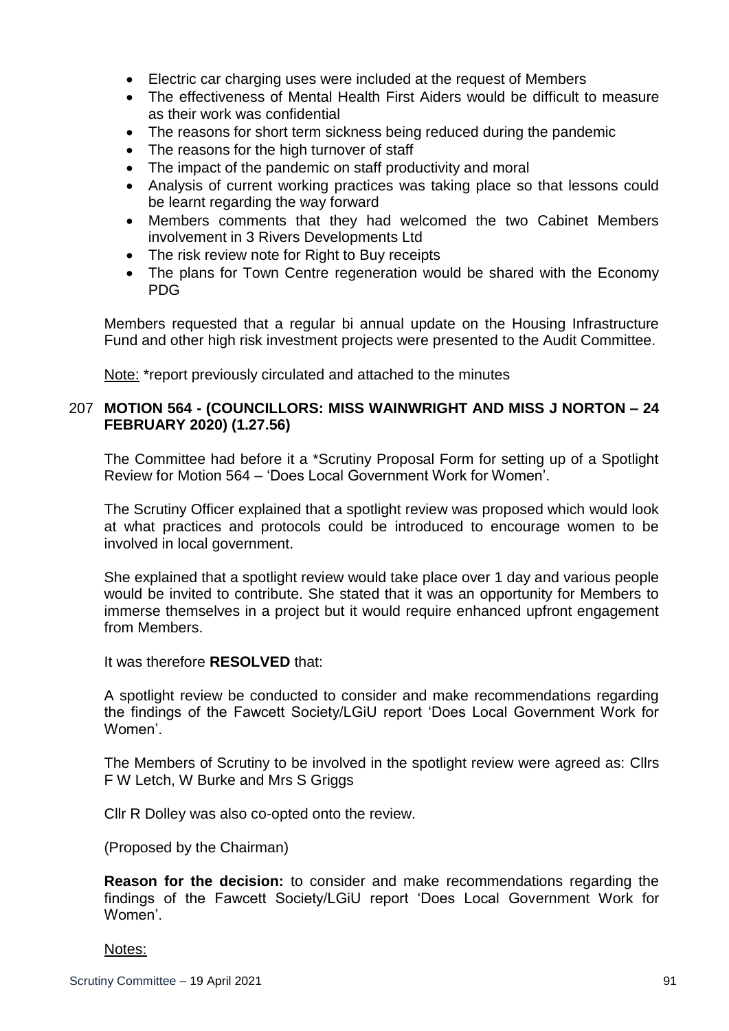- Electric car charging uses were included at the request of Members
- The effectiveness of Mental Health First Aiders would be difficult to measure as their work was confidential
- The reasons for short term sickness being reduced during the pandemic
- The reasons for the high turnover of staff
- The impact of the pandemic on staff productivity and moral
- Analysis of current working practices was taking place so that lessons could be learnt regarding the way forward
- Members comments that they had welcomed the two Cabinet Members involvement in 3 Rivers Developments Ltd
- The risk review note for Right to Buy receipts
- The plans for Town Centre regeneration would be shared with the Economy PDG

Members requested that a regular bi annual update on the Housing Infrastructure Fund and other high risk investment projects were presented to the Audit Committee.

Note: *report previously circulated and attached to the minutes

### 207 MOTION 564 - (COUNCILLORS: MISS WAINWRIGHT AND MISS J NORTON – 24 FEBRUARY 2020) (1.27.56)

The Committee had before it a *Scrutiny Proposal Form for setting up of a Spotlight Review for Motion 564 – 'Does Local Government Work for Women'.

The Scrutiny Officer explained that a spotlight review was proposed which would look at what practices and protocols could be introduced to encourage women to be involved in local government.

She explained that a spotlight review would take place over 1 day and various people would be invited to contribute. She stated that it was an opportunity for Members to immerse themselves in a project but it would require enhanced upfront engagement from Members.

It was therefore **RESOLVED** that:

A spotlight review be conducted to consider and make recommendations regarding the findings of the Fawcett Society/LGiU report 'Does Local Government Work for Women'.

The Members of Scrutiny to be involved in the spotlight review were agreed as: Cllrs F W Letch, W Burke and Mrs S Griggs

Cllr R Dolley was also co-opted onto the review.

(Proposed by the Chairman)

**Reason for the decision:** to consider and make recommendations regarding the findings of the Fawcett Society/LGiU report 'Does Local Government Work for Women'.

Notes: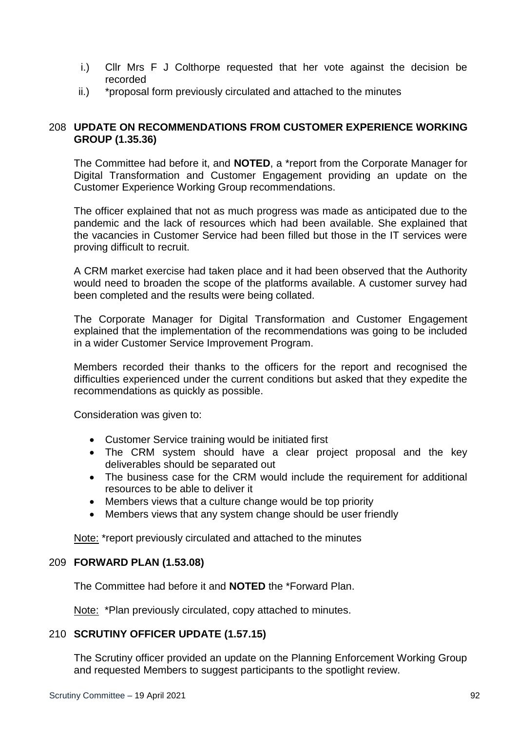i.) Cllr Mrs F J Colthorpe requested that her vote against the decision be recorded

ii.) *proposal form previously circulated and attached to the minutes

## 208 UPDATE ON RECOMMENDATIONS FROM CUSTOMER EXPERIENCE WORKING GROUP (1.35.36)

The Committee had before it, and **NOTED**, a *report from the Corporate Manager for Digital Transformation and Customer Engagement providing an update on the Customer Experience Working Group recommendations.

The officer explained that not as much progress was made as anticipated due to the pandemic and the lack of resources which had been available. She explained that the vacancies in Customer Service had been filled but those in the IT services were proving difficult to recruit.

A CRM market exercise had taken place and it had been observed that the Authority would need to broaden the scope of the platforms available. A customer survey had been completed and the results were being collated.

The Corporate Manager for Digital Transformation and Customer Engagement explained that the implementation of the recommendations was going to be included in a wider Customer Service Improvement Program.

Members recorded their thanks to the officers for the report and recognised the difficulties experienced under the current conditions but asked that they expedite the recommendations as quickly as possible.

Consideration was given to:

- Customer Service training would be initiated first
- The CRM system should have a clear project proposal and the key deliverables should be separated out
- The business case for the CRM would include the requirement for additional resources to be able to deliver it
- Members views that a culture change would be top priority
- Members views that any system change should be user friendly

Note: *report previously circulated and attached to the minutes

## 209 FORWARD PLAN (1.53.08)

The Committee had before it and **NOTED** the *Forward Plan.

Note: *Plan previously circulated, copy attached to minutes.

## 210 SCRUTINY OFFICER UPDATE (1.57.15)

The Scrutiny officer provided an update on the Planning Enforcement Working Group and requested Members to suggest participants to the spotlight review.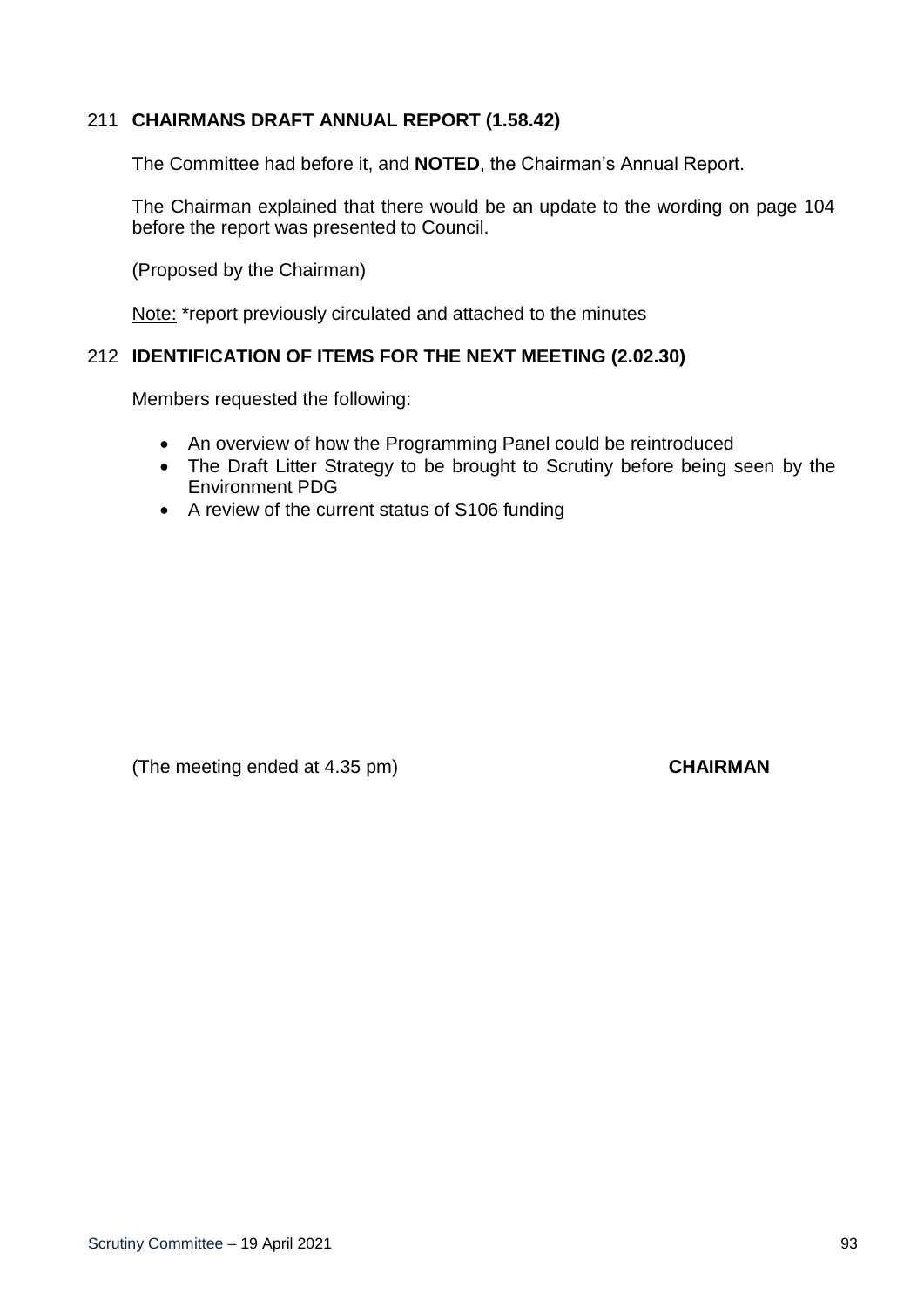### 211 **CHAIRMANS DRAFT ANNUAL REPORT (1.58.42)**

The Committee had before it, and **NOTED**, the Chairman's Annual Report.

The Chairman explained that there would be an update to the wording on page 104 before the report was presented to Council.

(Proposed by the Chairman)

Note: *report previously circulated and attached to the minutes

### 212 **IDENTIFICATION OF ITEMS FOR THE NEXT MEETING (2.02.30)**

Members requested the following:

- An overview of how the Programming Panel could be reintroduced
- The Draft Litter Strategy to be brought to Scrutiny before being seen by the Environment PDG
- A review of the current status of S106 funding

(The meeting ended at 4.35 pm) **CHAIRMAN**